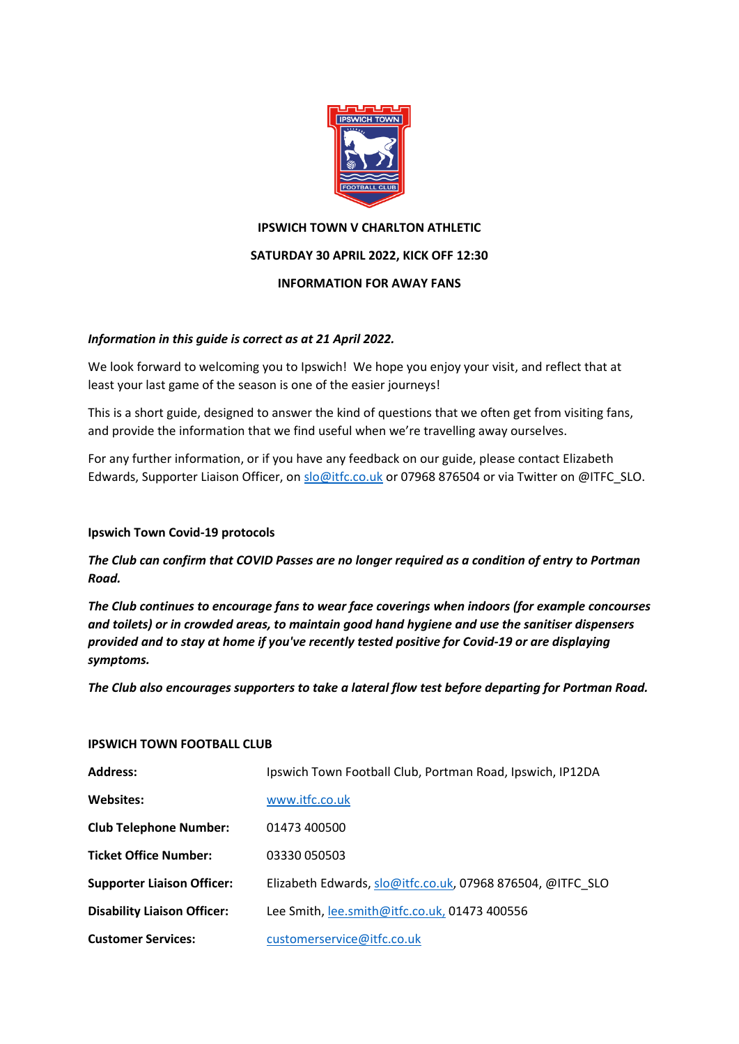**IPSWICH TOWN V CHARLTON ATHLETIC**

**SATURDAY 30 APRIL 2022, KICK OFF 12:30**

**INFORMATION FOR AWAY FANS**

***Information in this guide is correct as at 21 April 2022.***

We look forward to welcoming you to Ipswich! We hope you enjoy your visit, and reflect that at least your last game of the season is one of the easier journeys!

This is a short guide, designed to answer the kind of questions that we often get from visiting fans, and provide the information that we find useful when we're travelling away ourselves.

For any further information, or if you have any feedback on our guide, please contact Elizabeth Edwards, Supporter Liaison Officer, on slo@itfc.co.uk or 07968 876504 or via Twitter on @ITFC_SLO.

**Ipswich Town Covid-19 protocols**

***The Club can confirm that COVID Passes are no longer required as a condition of entry to Portman Road.***

***The Club continues to encourage fans to wear face coverings when indoors (for example concourses and toilets) or in crowded areas, to maintain good hand hygiene and use the sanitiser dispensers provided and to stay at home if you've recently tested positive for Covid-19 or are displaying symptoms.***

***The Club also encourages supporters to take a lateral flow test before departing for Portman Road.***

**IPSWICH TOWN FOOTBALL CLUB**

| | |
|---|---|
| **Address:** | Ipswich Town Football Club, Portman Road, Ipswich, IP12DA |
| **Websites:** | www.itfc.co.uk |
| **Club Telephone Number:** | 01473 400500 |
| **Ticket Office Number:** | 03330 050503 |
| **Supporter Liaison Officer:** | Elizabeth Edwards, slo@itfc.co.uk, 07968 876504, @ITFC_SLO |
| **Disability Liaison Officer:** | Lee Smith, lee.smith@itfc.co.uk, 01473 400556 |
| **Customer Services:** | customerservice@itfc.co.uk |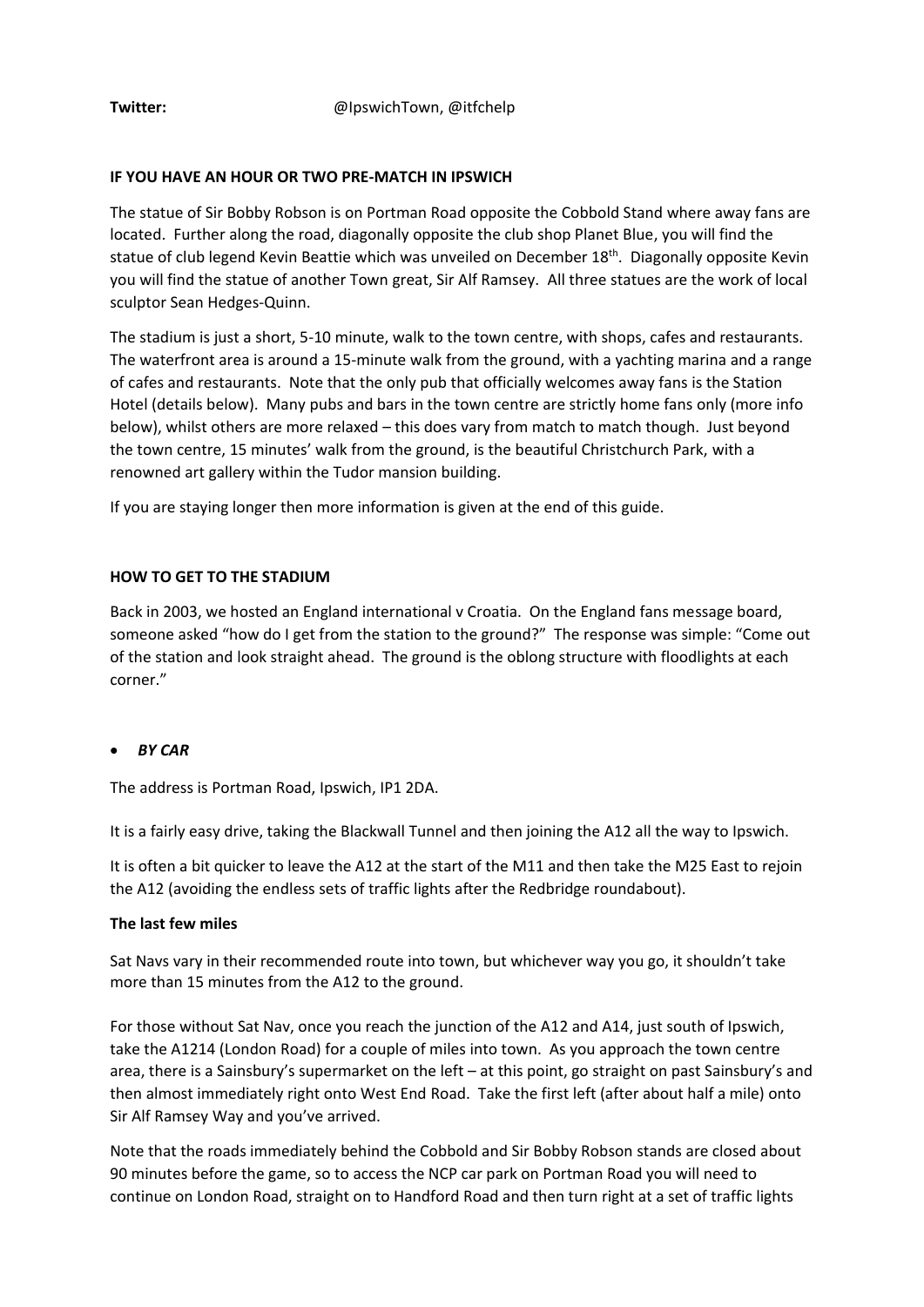**Twitter:** @IpswichTown, @itfchelp

**IF YOU HAVE AN HOUR OR TWO PRE-MATCH IN IPSWICH**

The statue of Sir Bobby Robson is on Portman Road opposite the Cobbold Stand where away fans are located. Further along the road, diagonally opposite the club shop Planet Blue, you will find the statue of club legend Kevin Beattie which was unveiled on December 18th. Diagonally opposite Kevin you will find the statue of another Town great, Sir Alf Ramsey. All three statues are the work of local sculptor Sean Hedges-Quinn.

The stadium is just a short, 5-10 minute, walk to the town centre, with shops, cafes and restaurants. The waterfront area is around a 15-minute walk from the ground, with a yachting marina and a range of cafes and restaurants. Note that the only pub that officially welcomes away fans is the Station Hotel (details below). Many pubs and bars in the town centre are strictly home fans only (more info below), whilst others are more relaxed – this does vary from match to match though. Just beyond the town centre, 15 minutes' walk from the ground, is the beautiful Christchurch Park, with a renowned art gallery within the Tudor mansion building.

If you are staying longer then more information is given at the end of this guide.

**HOW TO GET TO THE STADIUM**

Back in 2003, we hosted an England international v Croatia. On the England fans message board, someone asked "how do I get from the station to the ground?" The response was simple: "Come out of the station and look straight ahead. The ground is the oblong structure with floodlights at each corner."

- ***BY CAR***

The address is Portman Road, Ipswich, IP1 2DA.

It is a fairly easy drive, taking the Blackwall Tunnel and then joining the A12 all the way to Ipswich.

It is often a bit quicker to leave the A12 at the start of the M11 and then take the M25 East to rejoin the A12 (avoiding the endless sets of traffic lights after the Redbridge roundabout).

**The last few miles**

Sat Navs vary in their recommended route into town, but whichever way you go, it shouldn't take more than 15 minutes from the A12 to the ground.

For those without Sat Nav, once you reach the junction of the A12 and A14, just south of Ipswich, take the A1214 (London Road) for a couple of miles into town. As you approach the town centre area, there is a Sainsbury's supermarket on the left – at this point, go straight on past Sainsbury's and then almost immediately right onto West End Road. Take the first left (after about half a mile) onto Sir Alf Ramsey Way and you've arrived.

Note that the roads immediately behind the Cobbold and Sir Bobby Robson stands are closed about 90 minutes before the game, so to access the NCP car park on Portman Road you will need to continue on London Road, straight on to Handford Road and then turn right at a set of traffic lights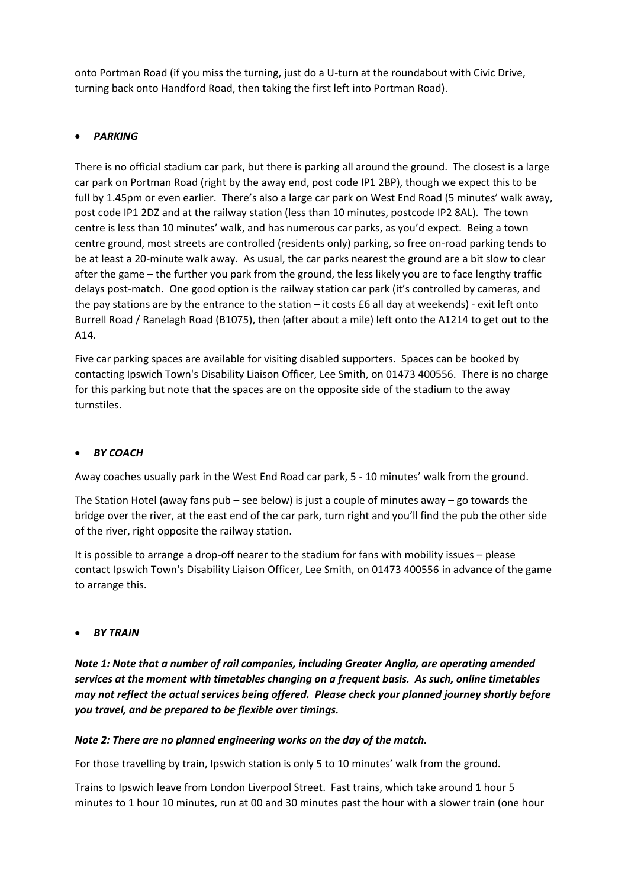onto Portman Road (if you miss the turning, just do a U-turn at the roundabout with Civic Drive, turning back onto Handford Road, then taking the first left into Portman Road).

- ***PARKING***

There is no official stadium car park, but there is parking all around the ground. The closest is a large car park on Portman Road (right by the away end, post code IP1 2BP), though we expect this to be full by 1.45pm or even earlier. There's also a large car park on West End Road (5 minutes' walk away, post code IP1 2DZ and at the railway station (less than 10 minutes, postcode IP2 8AL). The town centre is less than 10 minutes' walk, and has numerous car parks, as you'd expect. Being a town centre ground, most streets are controlled (residents only) parking, so free on-road parking tends to be at least a 20-minute walk away. As usual, the car parks nearest the ground are a bit slow to clear after the game – the further you park from the ground, the less likely you are to face lengthy traffic delays post-match. One good option is the railway station car park (it's controlled by cameras, and the pay stations are by the entrance to the station – it costs £6 all day at weekends) - exit left onto Burrell Road / Ranelagh Road (B1075), then (after about a mile) left onto the A1214 to get out to the A14.

Five car parking spaces are available for visiting disabled supporters. Spaces can be booked by contacting Ipswich Town's Disability Liaison Officer, Lee Smith, on 01473 400556. There is no charge for this parking but note that the spaces are on the opposite side of the stadium to the away turnstiles.

- ***BY COACH***

Away coaches usually park in the West End Road car park, 5 - 10 minutes' walk from the ground.

The Station Hotel (away fans pub – see below) is just a couple of minutes away – go towards the bridge over the river, at the east end of the car park, turn right and you'll find the pub the other side of the river, right opposite the railway station.

It is possible to arrange a drop-off nearer to the stadium for fans with mobility issues – please contact Ipswich Town's Disability Liaison Officer, Lee Smith, on 01473 400556 in advance of the game to arrange this.

- ***BY TRAIN***

***Note 1: Note that a number of rail companies, including Greater Anglia, are operating amended services at the moment with timetables changing on a frequent basis. As such, online timetables may not reflect the actual services being offered. Please check your planned journey shortly before you travel, and be prepared to be flexible over timings.***

***Note 2: There are no planned engineering works on the day of the match.***

For those travelling by train, Ipswich station is only 5 to 10 minutes' walk from the ground.

Trains to Ipswich leave from London Liverpool Street. Fast trains, which take around 1 hour 5 minutes to 1 hour 10 minutes, run at 00 and 30 minutes past the hour with a slower train (one hour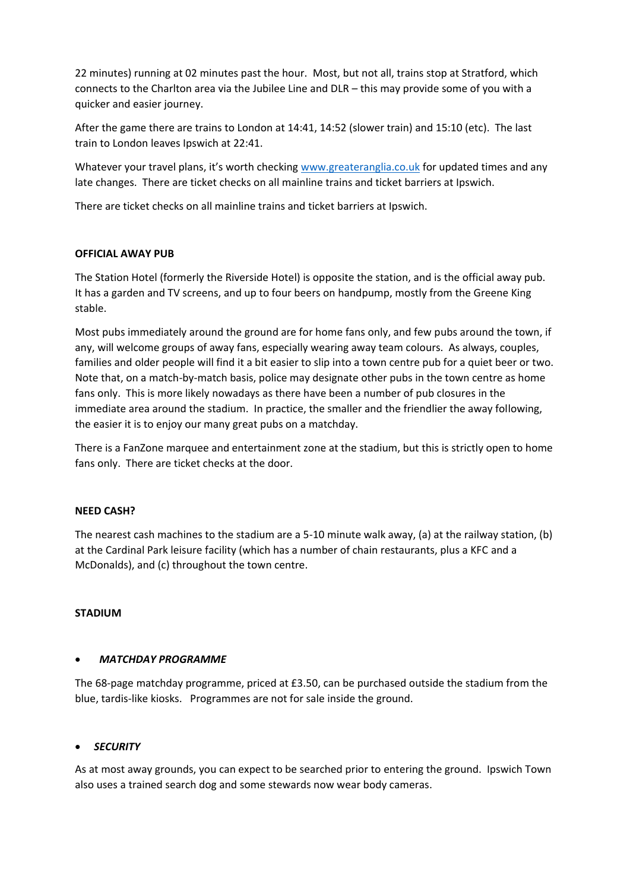22 minutes) running at 02 minutes past the hour. Most, but not all, trains stop at Stratford, which connects to the Charlton area via the Jubilee Line and DLR – this may provide some of you with a quicker and easier journey.

After the game there are trains to London at 14:41, 14:52 (slower train) and 15:10 (etc). The last train to London leaves Ipswich at 22:41.

Whatever your travel plans, it's worth checking [www.greateranglia.co.uk](http://www.greateranglia.co.uk) for updated times and any late changes. There are ticket checks on all mainline trains and ticket barriers at Ipswich.

There are ticket checks on all mainline trains and ticket barriers at Ipswich.

**OFFICIAL AWAY PUB**

The Station Hotel (formerly the Riverside Hotel) is opposite the station, and is the official away pub. It has a garden and TV screens, and up to four beers on handpump, mostly from the Greene King stable.

Most pubs immediately around the ground are for home fans only, and few pubs around the town, if any, will welcome groups of away fans, especially wearing away team colours. As always, couples, families and older people will find it a bit easier to slip into a town centre pub for a quiet beer or two. Note that, on a match-by-match basis, police may designate other pubs in the town centre as home fans only. This is more likely nowadays as there have been a number of pub closures in the immediate area around the stadium. In practice, the smaller and the friendlier the away following, the easier it is to enjoy our many great pubs on a matchday.

There is a FanZone marquee and entertainment zone at the stadium, but this is strictly open to home fans only. There are ticket checks at the door.

**NEED CASH?**

The nearest cash machines to the stadium are a 5-10 minute walk away, (a) at the railway station, (b) at the Cardinal Park leisure facility (which has a number of chain restaurants, plus a KFC and a McDonalds), and (c) throughout the town centre.

**STADIUM**

- ***MATCHDAY PROGRAMME***

The 68-page matchday programme, priced at £3.50, can be purchased outside the stadium from the blue, tardis-like kiosks. Programmes are not for sale inside the ground.

- ***SECURITY***

As at most away grounds, you can expect to be searched prior to entering the ground. Ipswich Town also uses a trained search dog and some stewards now wear body cameras.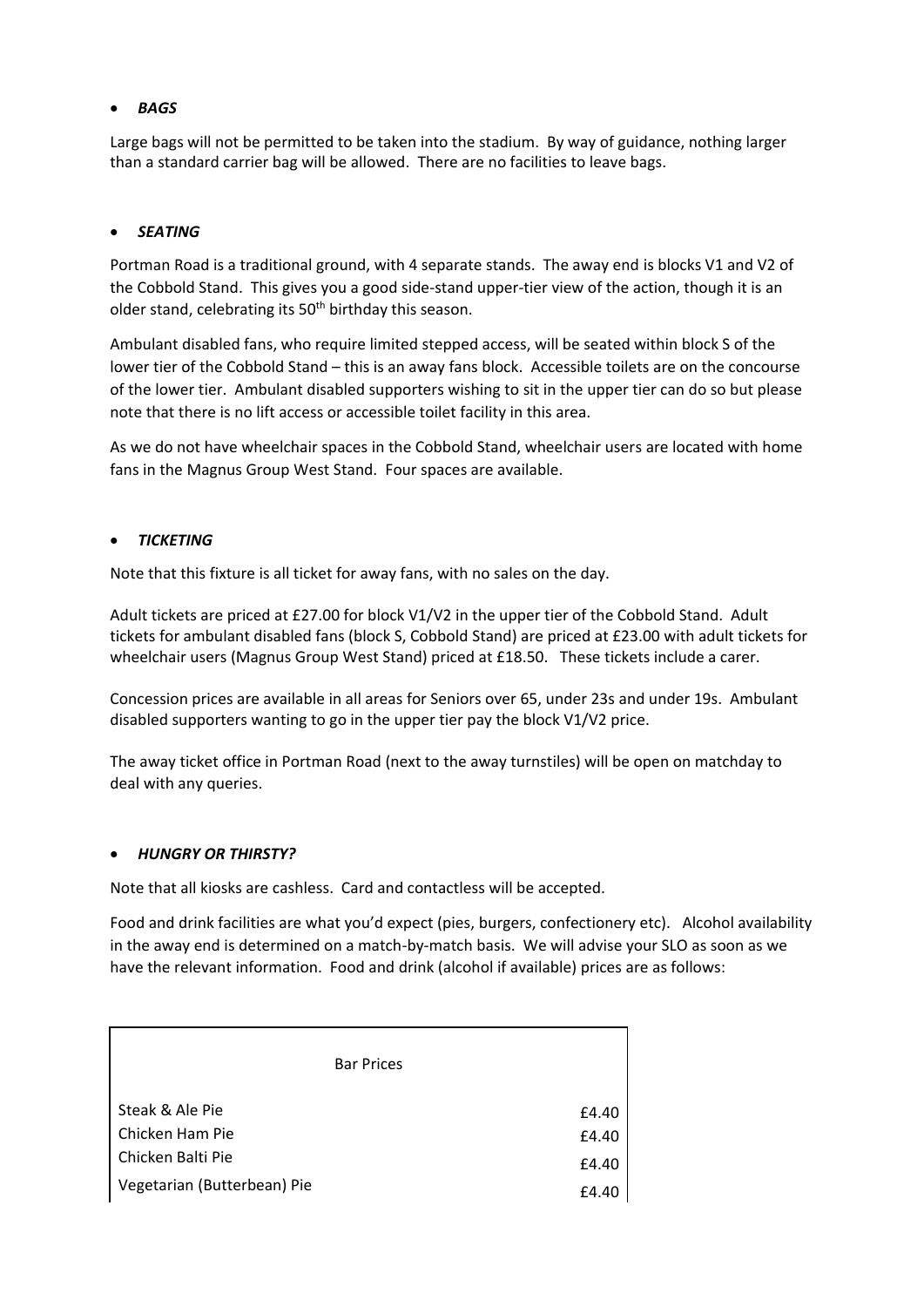- ***BAGS***

Large bags will not be permitted to be taken into the stadium. By way of guidance, nothing larger than a standard carrier bag will be allowed. There are no facilities to leave bags.

- ***SEATING***

Portman Road is a traditional ground, with 4 separate stands. The away end is blocks V1 and V2 of the Cobbold Stand. This gives you a good side-stand upper-tier view of the action, though it is an older stand, celebrating its 50th birthday this season.

Ambulant disabled fans, who require limited stepped access, will be seated within block S of the lower tier of the Cobbold Stand – this is an away fans block. Accessible toilets are on the concourse of the lower tier. Ambulant disabled supporters wishing to sit in the upper tier can do so but please note that there is no lift access or accessible toilet facility in this area.

As we do not have wheelchair spaces in the Cobbold Stand, wheelchair users are located with home fans in the Magnus Group West Stand. Four spaces are available.

- ***TICKETING***

Note that this fixture is all ticket for away fans, with no sales on the day.

Adult tickets are priced at £27.00 for block V1/V2 in the upper tier of the Cobbold Stand. Adult tickets for ambulant disabled fans (block S, Cobbold Stand) are priced at £23.00 with adult tickets for wheelchair users (Magnus Group West Stand) priced at £18.50. These tickets include a carer.

Concession prices are available in all areas for Seniors over 65, under 23s and under 19s. Ambulant disabled supporters wanting to go in the upper tier pay the block V1/V2 price.

The away ticket office in Portman Road (next to the away turnstiles) will be open on matchday to deal with any queries.

- ***HUNGRY OR THIRSTY?***

Note that all kiosks are cashless. Card and contactless will be accepted.

Food and drink facilities are what you'd expect (pies, burgers, confectionery etc). Alcohol availability in the away end is determined on a match-by-match basis. We will advise your SLO as soon as we have the relevant information. Food and drink (alcohol if available) prices are as follows:

| Bar Prices | |
|---|---|
| Steak & Ale Pie | £4.40 |
| Chicken Ham Pie | £4.40 |
| Chicken Balti Pie | £4.40 |
| Vegetarian (Butterbean) Pie | £4.40 |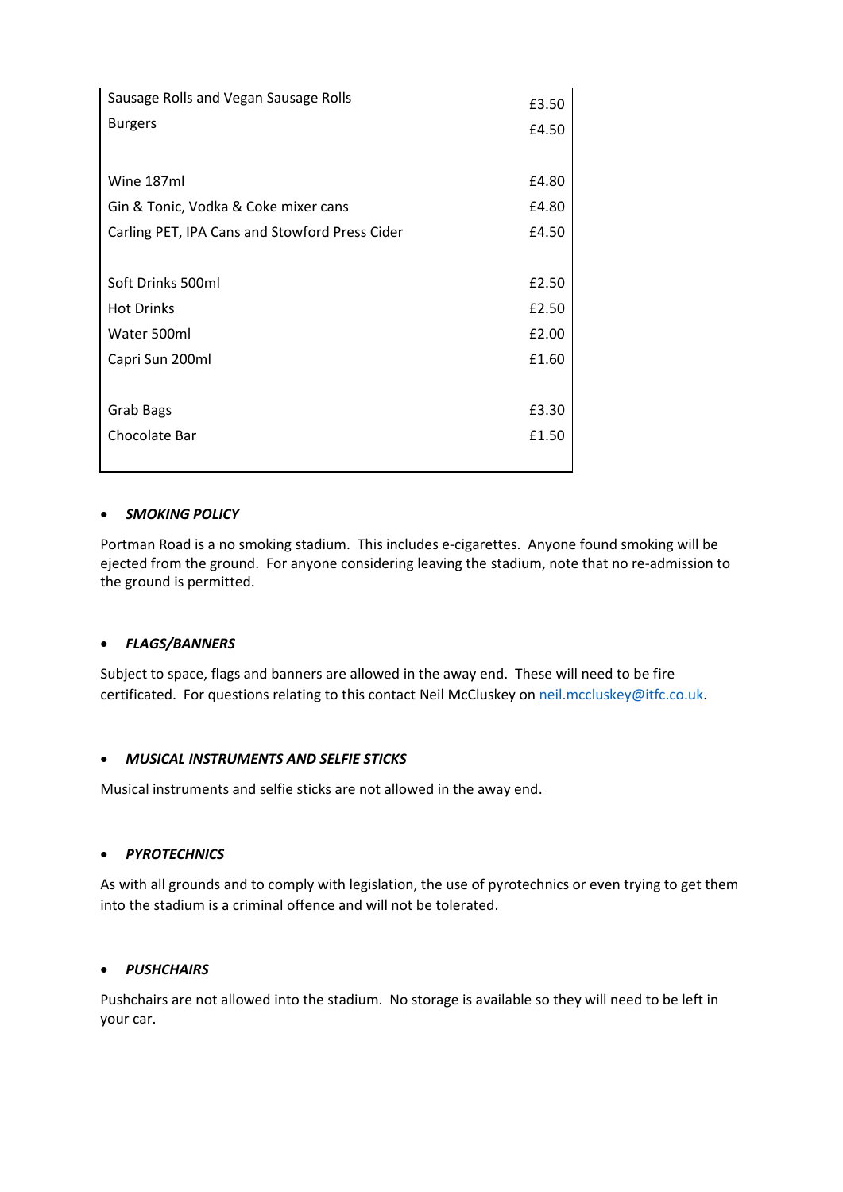| | |
|---|---|
| Sausage Rolls and Vegan Sausage Rolls | £3.50 |
| Burgers | £4.50 |
| | |
| Wine 187ml | £4.80 |
| Gin & Tonic, Vodka & Coke mixer cans | £4.80 |
| Carling PET, IPA Cans and Stowford Press Cider | £4.50 |
| | |
| Soft Drinks 500ml | £2.50 |
| Hot Drinks | £2.50 |
| Water 500ml | £2.00 |
| Capri Sun 200ml | £1.60 |
| | |
| Grab Bags | £3.30 |
| Chocolate Bar | £1.50 |

- ***SMOKING POLICY***

Portman Road is a no smoking stadium. This includes e-cigarettes. Anyone found smoking will be ejected from the ground. For anyone considering leaving the stadium, note that no re-admission to the ground is permitted.

- ***FLAGS/BANNERS***

Subject to space, flags and banners are allowed in the away end. These will need to be fire certificated. For questions relating to this contact Neil McCluskey on neil.mccluskey@itfc.co.uk.

- ***MUSICAL INSTRUMENTS AND SELFIE STICKS***

Musical instruments and selfie sticks are not allowed in the away end.

- ***PYROTECHNICS***

As with all grounds and to comply with legislation, the use of pyrotechnics or even trying to get them into the stadium is a criminal offence and will not be tolerated.

- ***PUSHCHAIRS***

Pushchairs are not allowed into the stadium. No storage is available so they will need to be left in your car.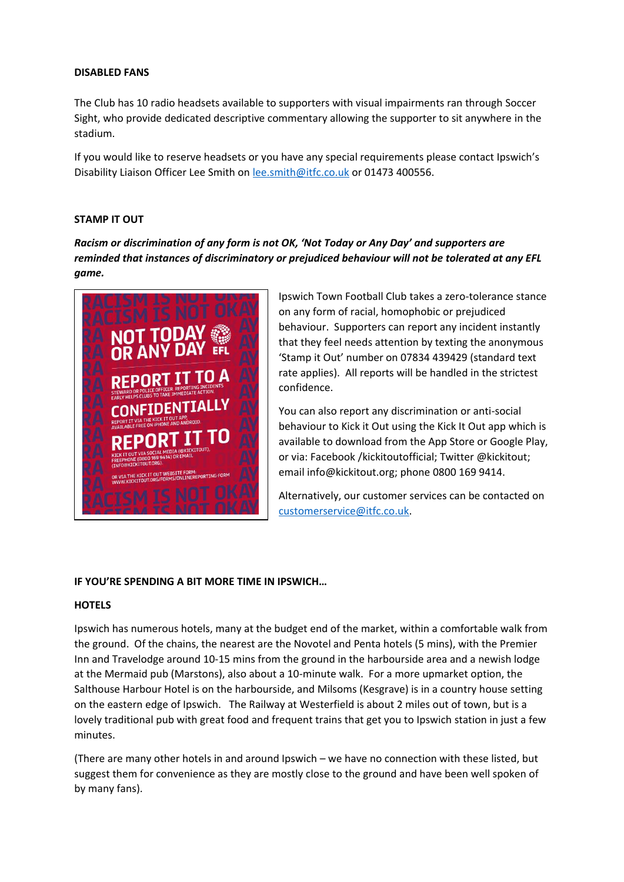**DISABLED FANS**

The Club has 10 radio headsets available to supporters with visual impairments ran through Soccer Sight, who provide dedicated descriptive commentary allowing the supporter to sit anywhere in the stadium.

If you would like to reserve headsets or you have any special requirements please contact Ipswich's Disability Liaison Officer Lee Smith on lee.smith@itfc.co.uk or 01473 400556.

**STAMP IT OUT**

***Racism or discrimination of any form is not OK, 'Not Today or Any Day' and supporters are reminded that instances of discriminatory or prejudiced behaviour will not be tolerated at any EFL game.***

NOT TODAY OR ANY DAY

REPORT IT TO A STEWARD OR POLICE OFFICER. REPORTING INCIDENTS EARLY HELPS CLUBS TO TAKE IMMEDIATE ACTION.

CONFIDENTIALLY REPORT IT VIA THE KICK IT OUT APP, AVAILABLE FREE ON IPHONE AND ANDROID.

REPORT IT TO KICK IT OUT VIA SOCIAL MEDIA (@KICKITOUT), FREEPHONE (0800 169 9414) OR EMAIL (INFO@KICKITOUT.ORG).

OR VIA THE KICK IT OUT WEBSITE FORM: WWW.KICKITOUT.ORG/FORMS/ONLINEREPORTING-FORM

Ipswich Town Football Club takes a zero-tolerance stance on any form of racial, homophobic or prejudiced behaviour. Supporters can report any incident instantly that they feel needs attention by texting the anonymous 'Stamp it Out' number on 07834 439429 (standard text rate applies). All reports will be handled in the strictest confidence.

You can also report any discrimination or anti-social behaviour to Kick it Out using the Kick It Out app which is available to download from the App Store or Google Play, or via: Facebook /kickitoutofficial; Twitter @kickitout; email info@kickitout.org; phone 0800 169 9414.

Alternatively, our customer services can be contacted on customerservice@itfc.co.uk.

**IF YOU'RE SPENDING A BIT MORE TIME IN IPSWICH…**

**HOTELS**

Ipswich has numerous hotels, many at the budget end of the market, within a comfortable walk from the ground. Of the chains, the nearest are the Novotel and Penta hotels (5 mins), with the Premier Inn and Travelodge around 10-15 mins from the ground in the harbourside area and a newish lodge at the Mermaid pub (Marstons), also about a 10-minute walk. For a more upmarket option, the Salthouse Harbour Hotel is on the harbourside, and Milsoms (Kesgrave) is in a country house setting on the eastern edge of Ipswich. The Railway at Westerfield is about 2 miles out of town, but is a lovely traditional pub with great food and frequent trains that get you to Ipswich station in just a few minutes.

(There are many other hotels in and around Ipswich – we have no connection with these listed, but suggest them for convenience as they are mostly close to the ground and have been well spoken of by many fans).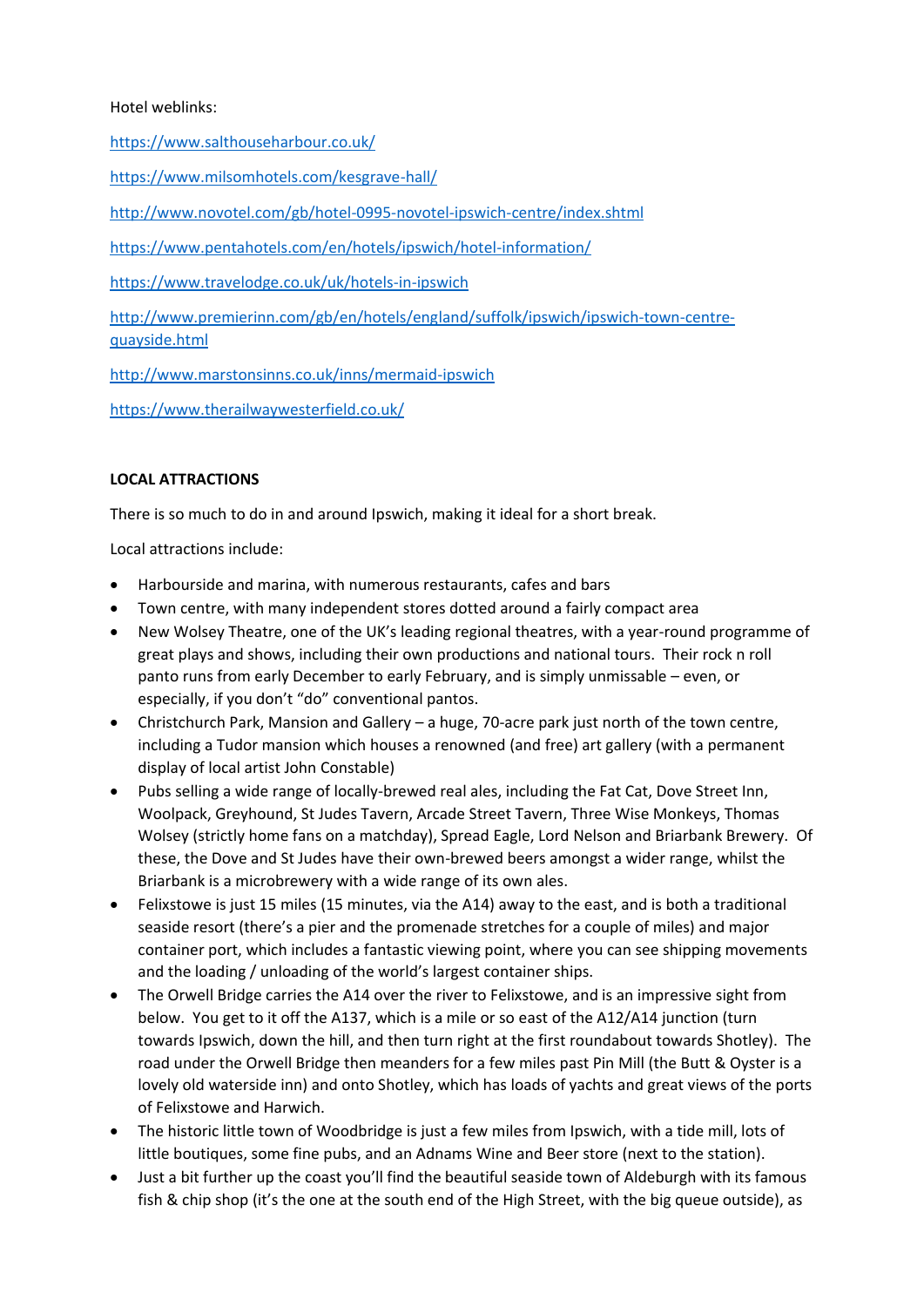Hotel weblinks:

[https://www.salthouseharbour.co.uk/](https://www.salthouseharbour.co.uk/)

[https://www.milsomhotels.com/kesgrave-hall/](https://www.milsomhotels.com/kesgrave-hall/)

[http://www.novotel.com/gb/hotel-0995-novotel-ipswich-centre/index.shtml](http://www.novotel.com/gb/hotel-0995-novotel-ipswich-centre/index.shtml)

[https://www.pentahotels.com/en/hotels/ipswich/hotel-information/](https://www.pentahotels.com/en/hotels/ipswich/hotel-information/)

[https://www.travelodge.co.uk/uk/hotels-in-ipswich](https://www.travelodge.co.uk/uk/hotels-in-ipswich)

[http://www.premierinn.com/gb/en/hotels/england/suffolk/ipswich/ipswich-town-centre-quayside.html](http://www.premierinn.com/gb/en/hotels/england/suffolk/ipswich/ipswich-town-centre-quayside.html)

[http://www.marstonsinns.co.uk/inns/mermaid-ipswich](http://www.marstonsinns.co.uk/inns/mermaid-ipswich)

[https://www.therailwaywesterfield.co.uk/](https://www.therailwaywesterfield.co.uk/)

**LOCAL ATTRACTIONS**

There is so much to do in and around Ipswich, making it ideal for a short break.

Local attractions include:

- Harbourside and marina, with numerous restaurants, cafes and bars
- Town centre, with many independent stores dotted around a fairly compact area
- New Wolsey Theatre, one of the UK's leading regional theatres, with a year-round programme of great plays and shows, including their own productions and national tours. Their rock n roll panto runs from early December to early February, and is simply unmissable – even, or especially, if you don't "do" conventional pantos.
- Christchurch Park, Mansion and Gallery – a huge, 70-acre park just north of the town centre, including a Tudor mansion which houses a renowned (and free) art gallery (with a permanent display of local artist John Constable)
- Pubs selling a wide range of locally-brewed real ales, including the Fat Cat, Dove Street Inn, Woolpack, Greyhound, St Judes Tavern, Arcade Street Tavern, Three Wise Monkeys, Thomas Wolsey (strictly home fans on a matchday), Spread Eagle, Lord Nelson and Briarbank Brewery. Of these, the Dove and St Judes have their own-brewed beers amongst a wider range, whilst the Briarbank is a microbrewery with a wide range of its own ales.
- Felixstowe is just 15 miles (15 minutes, via the A14) away to the east, and is both a traditional seaside resort (there's a pier and the promenade stretches for a couple of miles) and major container port, which includes a fantastic viewing point, where you can see shipping movements and the loading / unloading of the world's largest container ships.
- The Orwell Bridge carries the A14 over the river to Felixstowe, and is an impressive sight from below. You get to it off the A137, which is a mile or so east of the A12/A14 junction (turn towards Ipswich, down the hill, and then turn right at the first roundabout towards Shotley). The road under the Orwell Bridge then meanders for a few miles past Pin Mill (the Butt & Oyster is a lovely old waterside inn) and onto Shotley, which has loads of yachts and great views of the ports of Felixstowe and Harwich.
- The historic little town of Woodbridge is just a few miles from Ipswich, with a tide mill, lots of little boutiques, some fine pubs, and an Adnams Wine and Beer store (next to the station).
- Just a bit further up the coast you'll find the beautiful seaside town of Aldeburgh with its famous fish & chip shop (it's the one at the south end of the High Street, with the big queue outside), as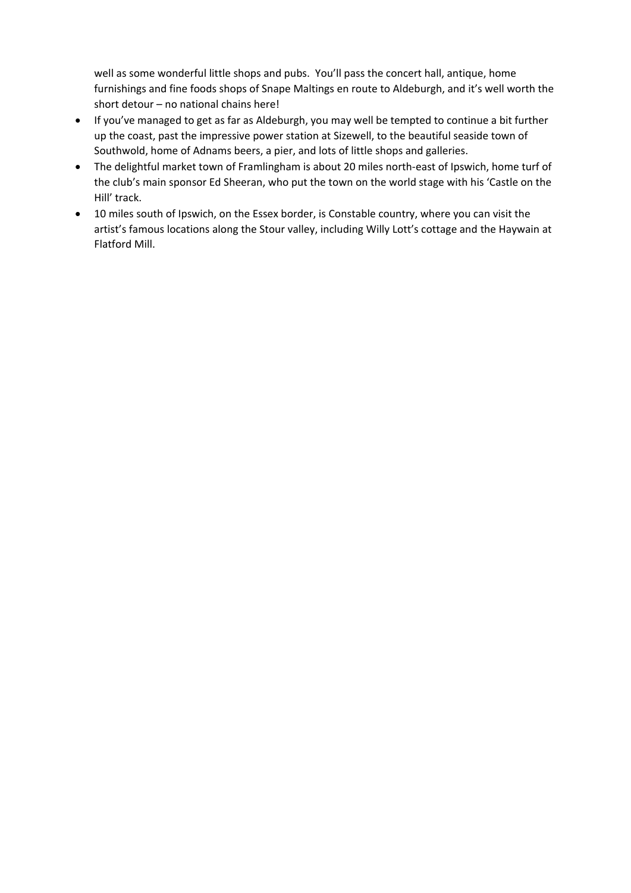well as some wonderful little shops and pubs. You'll pass the concert hall, antique, home furnishings and fine foods shops of Snape Maltings en route to Aldeburgh, and it's well worth the short detour – no national chains here!

- If you've managed to get as far as Aldeburgh, you may well be tempted to continue a bit further up the coast, past the impressive power station at Sizewell, to the beautiful seaside town of Southwold, home of Adnams beers, a pier, and lots of little shops and galleries.
- The delightful market town of Framlingham is about 20 miles north-east of Ipswich, home turf of the club's main sponsor Ed Sheeran, who put the town on the world stage with his 'Castle on the Hill' track.
- 10 miles south of Ipswich, on the Essex border, is Constable country, where you can visit the artist's famous locations along the Stour valley, including Willy Lott's cottage and the Haywain at Flatford Mill.